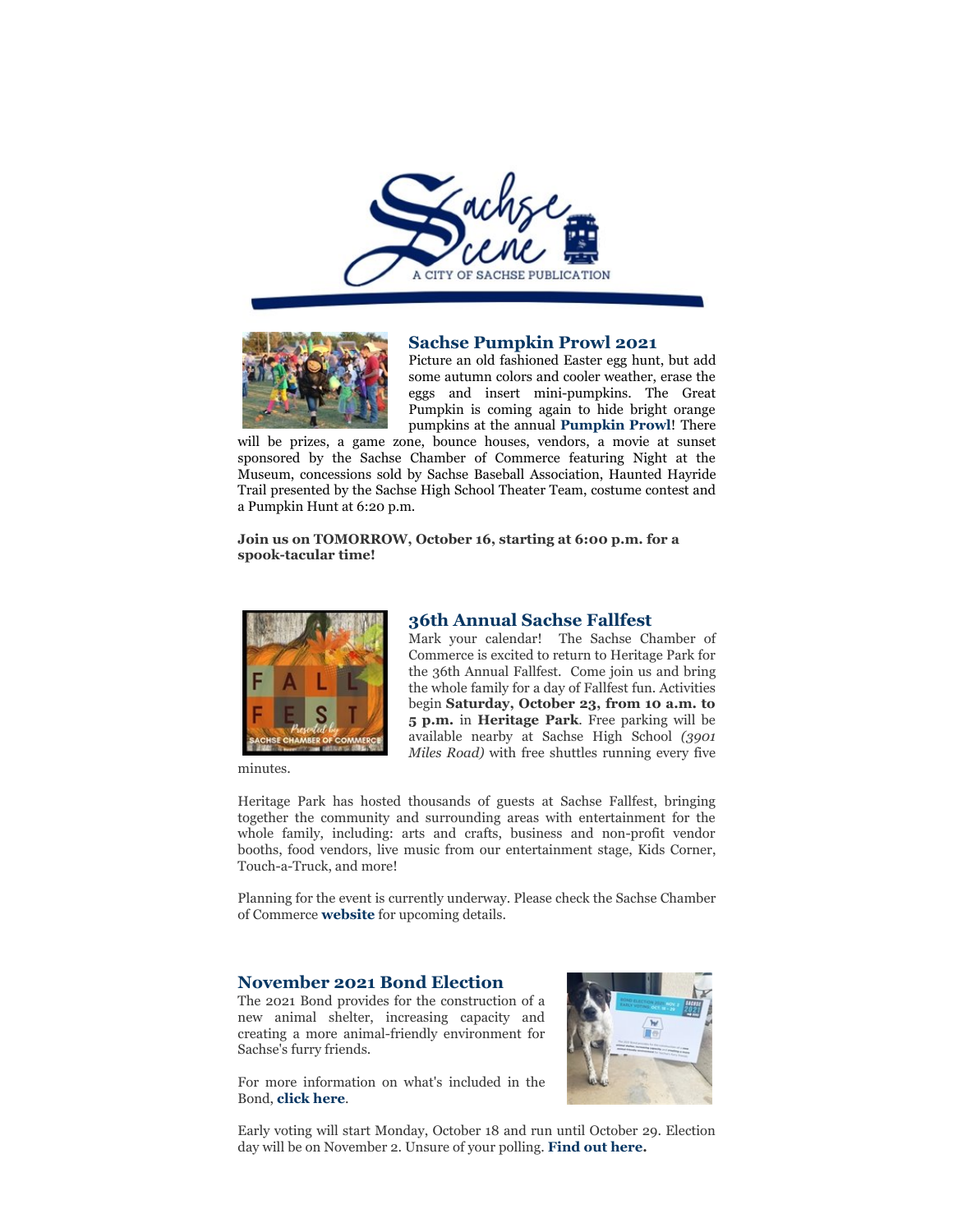## Sachse Pumpkin Prowl 2021

Picture an old fashioned Easter egg hunt, but add some autumn colors and cooler weather, erase the eggs and insert mini-pumpkins. The Great Pumpkin is coming again to hide bright orange pumpkins at the annual **Pumpkin Prowl**! There will be prizes, a game zone, bounce houses, vendors, a movie at sunset sponsored by the Sachse Chamber of Commerce featuring Night at the Museum, concessions sold by Sachse Baseball Association, Haunted Hayride Trail presented by the Sachse High School Theater Team, costume contest and a Pumpkin Hunt at 6:20 p.m.

**Join us on TOMORROW, October 16, starting at 6:00 p.m. for a spook-tacular time!**

## 36th Annual Sachse Fallfest

Mark your calendar! The Sachse Chamber of Commerce is excited to return to Heritage Park for the 36th Annual Fallfest. Come join us and bring the whole family for a day of Fallfest fun. Activities begin **Saturday, October 23, from 10 a.m. to 5 p.m.** in **Heritage Park**. Free parking will be available nearby at Sachse High School *(3901 Miles Road)* with free shuttles running every five minutes.

Heritage Park has hosted thousands of guests at Sachse Fallfest, bringing together the community and surrounding areas with entertainment for the whole family, including: arts and crafts, business and non-profit vendor booths, food vendors, live music from our entertainment stage, Kids Corner, Touch-a-Truck, and more!

Planning for the event is currently underway. Please check the Sachse Chamber of Commerce **website** for upcoming details.

## November 2021 Bond Election

The 2021 Bond provides for the construction of a new animal shelter, increasing capacity and creating a more animal-friendly environment for Sachse's furry friends.

For more information on what's included in the Bond, **click here**.

Early voting will start Monday, October 18 and run until October 29. Election day will be on November 2. Unsure of your polling. **Find out here.**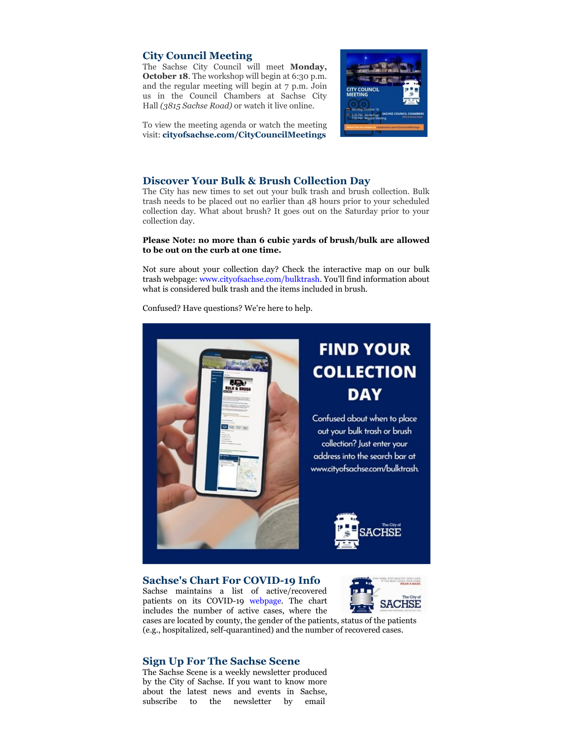## City Council Meeting

The Sachse City Council will meet **Monday, October 18**. The workshop will begin at 6:30 p.m. and the regular meeting will begin at 7 p.m. Join us in the Council Chambers at Sachse City Hall *(3815 Sachse Road)* or watch it live online.

To view the meeting agenda or watch the meeting visit: **cityofsachse.com/CityCouncilMeetings**

## Discover Your Bulk & Brush Collection Day

The City has new times to set out your bulk trash and brush collection. Bulk trash needs to be placed out no earlier than 48 hours prior to your scheduled collection day. What about brush? It goes out on the Saturday prior to your collection day.

**Please Note: no more than 6 cubic yards of brush/bulk are allowed to be out on the curb at one time.**

Not sure about your collection day? Check the interactive map on our bulk trash webpage: www.cityofsachse.com/bulktrash. You'll find information about what is considered bulk trash and the items included in brush.

Confused? Have questions? We're here to help.

## Sachse's Chart For COVID-19 Info

Sachse maintains a list of active/recovered patients on its COVID-19 webpage. The chart includes the number of active cases, where the cases are located by county, the gender of the patients, status of the patients (e.g., hospitalized, self-quarantined) and the number of recovered cases.

## Sign Up For The Sachse Scene

The Sachse Scene is a weekly newsletter produced by the City of Sachse. If you want to know more about the latest news and events in Sachse, subscribe to the newsletter by email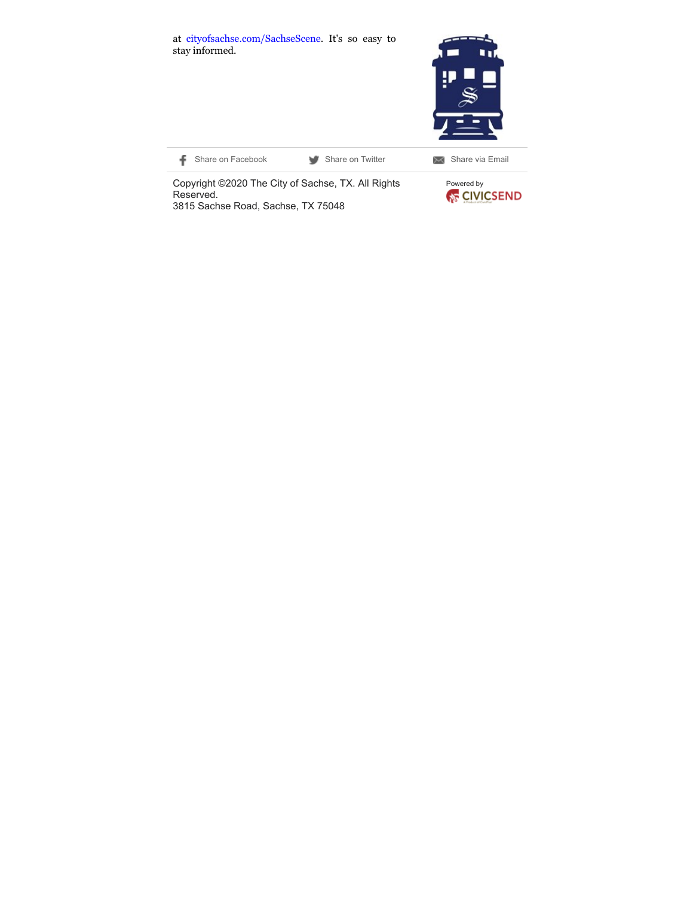at cityofsachse.com/SachseScene. It's so easy to stay informed.

Share on Facebook Share on Twitter Share via Email

Copyright ©2020 The City of Sachse, TX. All Rights Reserved.
3815 Sachse Road, Sachse, TX 75048

Powered by CIVICSEND